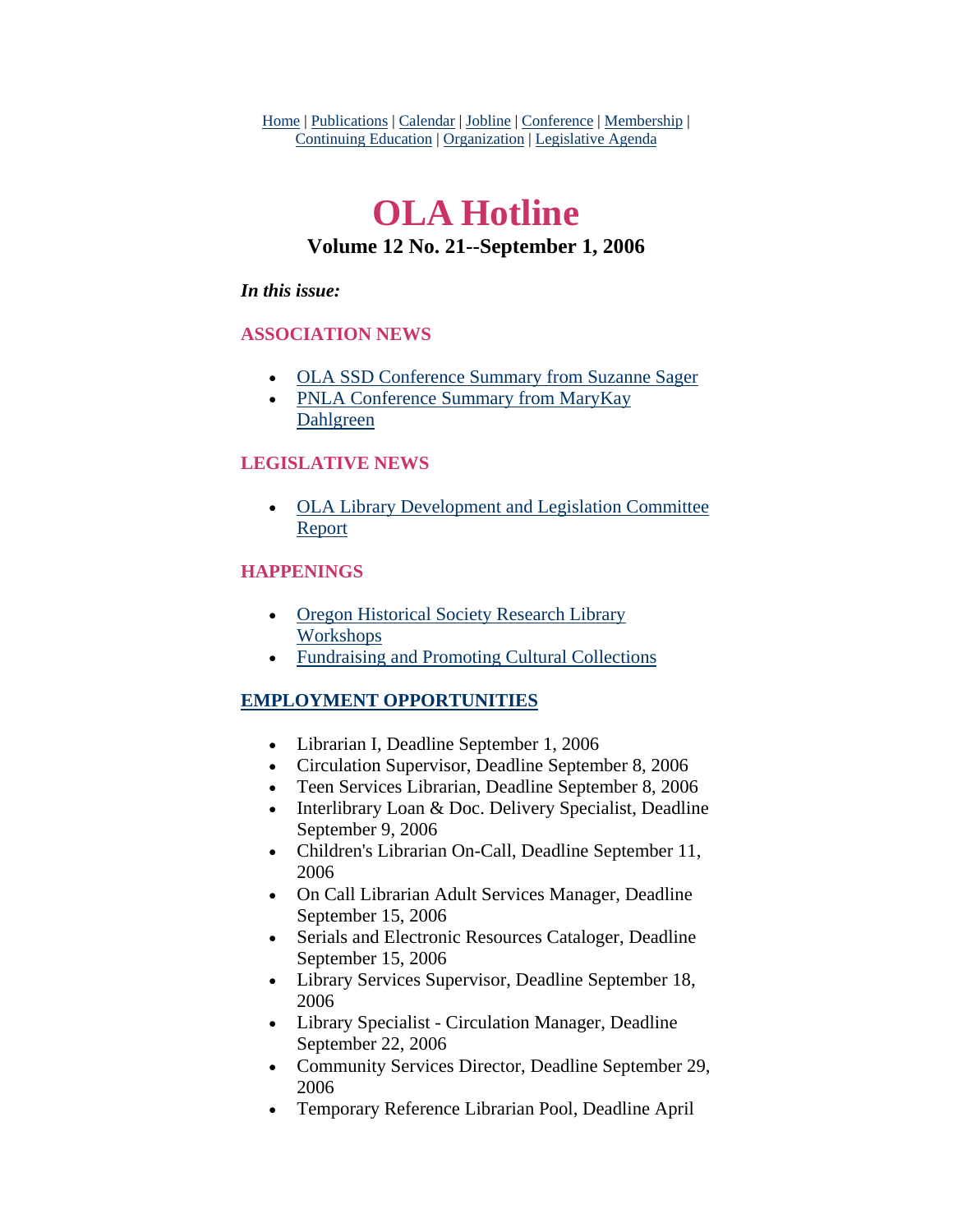Home | Publications | Calendar | Jobline | Conference | Membership | Continuing Education | Organization | Legislative Agenda

# OLA Hotline

### Volume 12 No. 21--September 1, 2006

***In this issue:***

### ASSOCIATION NEWS

- OLA SSD Conference Summary from Suzanne Sager
- PNLA Conference Summary from MaryKay Dahlgreen

### LEGISLATIVE NEWS

- OLA Library Development and Legislation Committee Report

### HAPPENINGS

- Oregon Historical Society Research Library Workshops
- Fundraising and Promoting Cultural Collections

### EMPLOYMENT OPPORTUNITIES

- Librarian I, Deadline September 1, 2006
- Circulation Supervisor, Deadline September 8, 2006
- Teen Services Librarian, Deadline September 8, 2006
- Interlibrary Loan & Doc. Delivery Specialist, Deadline September 9, 2006
- Children's Librarian On-Call, Deadline September 11, 2006
- On Call Librarian Adult Services Manager, Deadline September 15, 2006
- Serials and Electronic Resources Cataloger, Deadline September 15, 2006
- Library Services Supervisor, Deadline September 18, 2006
- Library Specialist - Circulation Manager, Deadline September 22, 2006
- Community Services Director, Deadline September 29, 2006
- Temporary Reference Librarian Pool, Deadline April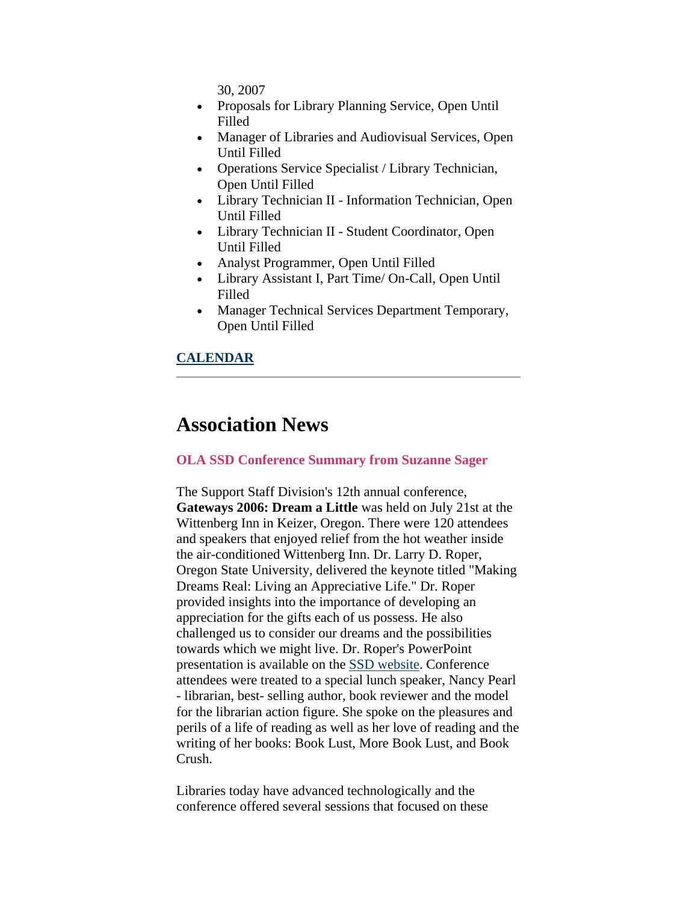30, 2007

- Proposals for Library Planning Service, Open Until Filled
- Manager of Libraries and Audiovisual Services, Open Until Filled
- Operations Service Specialist / Library Technician, Open Until Filled
- Library Technician II - Information Technician, Open Until Filled
- Library Technician II - Student Coordinator, Open Until Filled
- Analyst Programmer, Open Until Filled
- Library Assistant I, Part Time/ On-Call, Open Until Filled
- Manager Technical Services Department Temporary, Open Until Filled

**CALENDAR**

---

# Association News

### OLA SSD Conference Summary from Suzanne Sager

The Support Staff Division's 12th annual conference, **Gateways 2006: Dream a Little** was held on July 21st at the Wittenberg Inn in Keizer, Oregon. There were 120 attendees and speakers that enjoyed relief from the hot weather inside the air-conditioned Wittenberg Inn. Dr. Larry D. Roper, Oregon State University, delivered the keynote titled "Making Dreams Real: Living an Appreciative Life." Dr. Roper provided insights into the importance of developing an appreciation for the gifts each of us possess. He also challenged us to consider our dreams and the possibilities towards which we might live. Dr. Roper's PowerPoint presentation is available on the SSD website. Conference attendees were treated to a special lunch speaker, Nancy Pearl - librarian, best- selling author, book reviewer and the model for the librarian action figure. She spoke on the pleasures and perils of a life of reading as well as her love of reading and the writing of her books: Book Lust, More Book Lust, and Book Crush.

Libraries today have advanced technologically and the conference offered several sessions that focused on these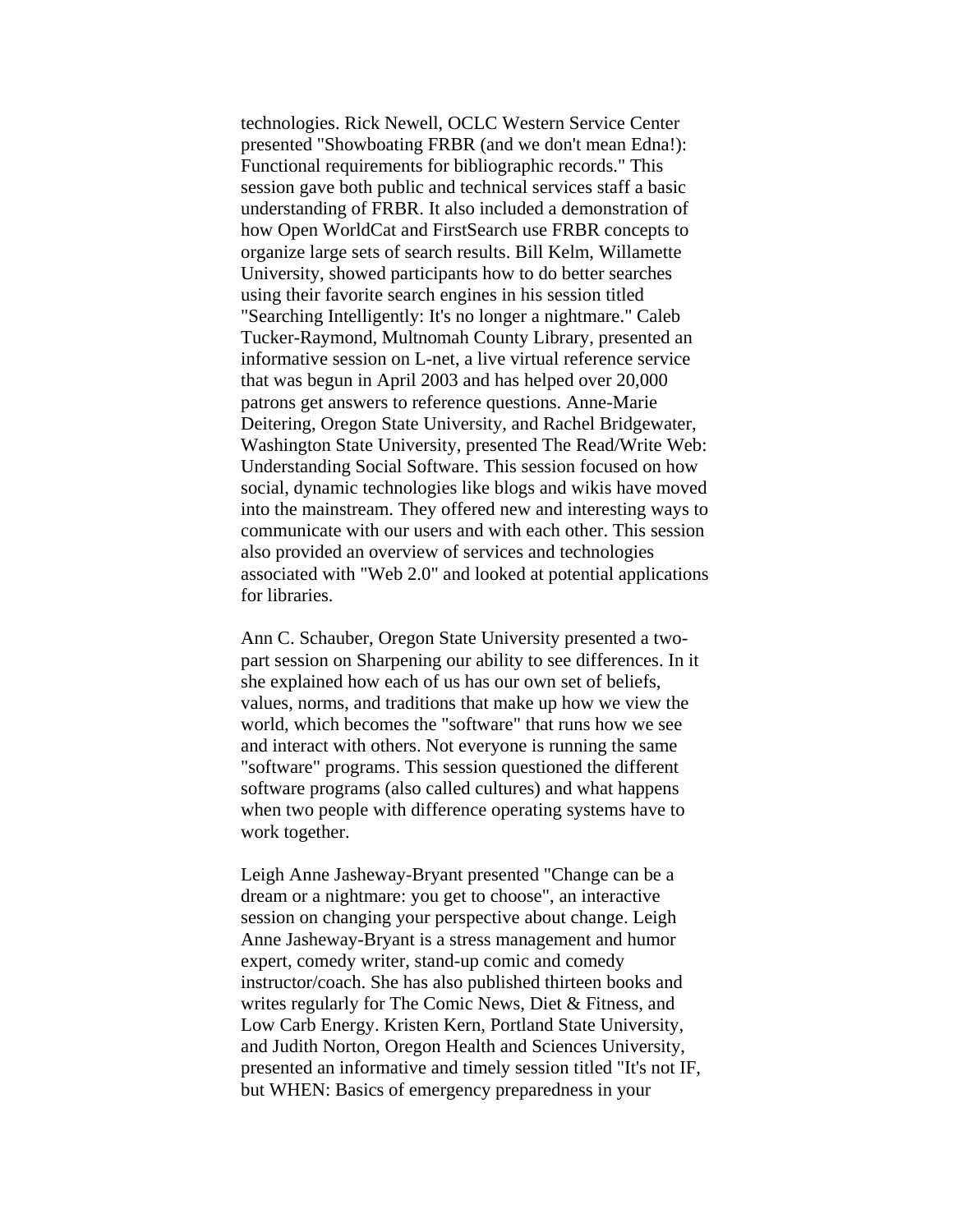technologies. Rick Newell, OCLC Western Service Center presented "Showboating FRBR (and we don't mean Edna!): Functional requirements for bibliographic records." This session gave both public and technical services staff a basic understanding of FRBR. It also included a demonstration of how Open WorldCat and FirstSearch use FRBR concepts to organize large sets of search results. Bill Kelm, Willamette University, showed participants how to do better searches using their favorite search engines in his session titled "Searching Intelligently: It's no longer a nightmare." Caleb Tucker-Raymond, Multnomah County Library, presented an informative session on L-net, a live virtual reference service that was begun in April 2003 and has helped over 20,000 patrons get answers to reference questions. Anne-Marie Deitering, Oregon State University, and Rachel Bridgewater, Washington State University, presented The Read/Write Web: Understanding Social Software. This session focused on how social, dynamic technologies like blogs and wikis have moved into the mainstream. They offered new and interesting ways to communicate with our users and with each other. This session also provided an overview of services and technologies associated with "Web 2.0" and looked at potential applications for libraries.

Ann C. Schauber, Oregon State University presented a two-part session on Sharpening our ability to see differences. In it she explained how each of us has our own set of beliefs, values, norms, and traditions that make up how we view the world, which becomes the "software" that runs how we see and interact with others. Not everyone is running the same "software" programs. This session questioned the different software programs (also called cultures) and what happens when two people with difference operating systems have to work together.

Leigh Anne Jasheway-Bryant presented "Change can be a dream or a nightmare: you get to choose", an interactive session on changing your perspective about change. Leigh Anne Jasheway-Bryant is a stress management and humor expert, comedy writer, stand-up comic and comedy instructor/coach. She has also published thirteen books and writes regularly for The Comic News, Diet & Fitness, and Low Carb Energy. Kristen Kern, Portland State University, and Judith Norton, Oregon Health and Sciences University, presented an informative and timely session titled "It's not IF, but WHEN: Basics of emergency preparedness in your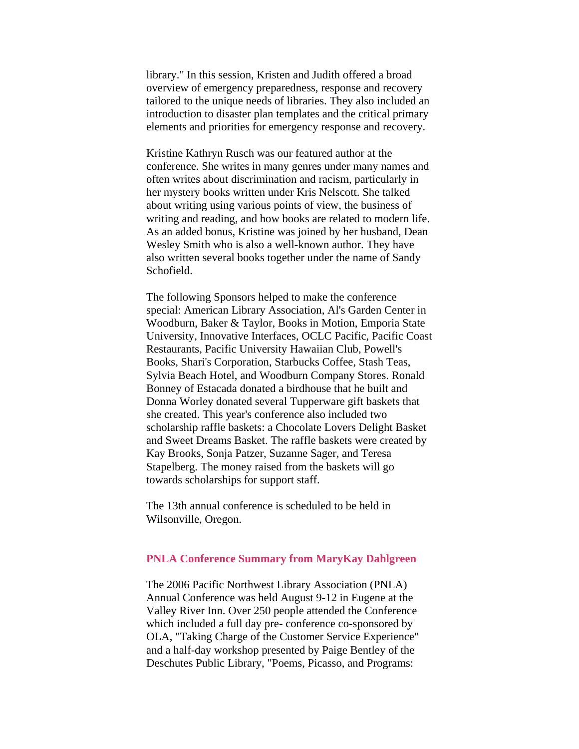library." In this session, Kristen and Judith offered a broad overview of emergency preparedness, response and recovery tailored to the unique needs of libraries. They also included an introduction to disaster plan templates and the critical primary elements and priorities for emergency response and recovery.

Kristine Kathryn Rusch was our featured author at the conference. She writes in many genres under many names and often writes about discrimination and racism, particularly in her mystery books written under Kris Nelscott. She talked about writing using various points of view, the business of writing and reading, and how books are related to modern life. As an added bonus, Kristine was joined by her husband, Dean Wesley Smith who is also a well-known author. They have also written several books together under the name of Sandy Schofield.

The following Sponsors helped to make the conference special: American Library Association, Al's Garden Center in Woodburn, Baker & Taylor, Books in Motion, Emporia State University, Innovative Interfaces, OCLC Pacific, Pacific Coast Restaurants, Pacific University Hawaiian Club, Powell's Books, Shari's Corporation, Starbucks Coffee, Stash Teas, Sylvia Beach Hotel, and Woodburn Company Stores. Ronald Bonney of Estacada donated a birdhouse that he built and Donna Worley donated several Tupperware gift baskets that she created. This year's conference also included two scholarship raffle baskets: a Chocolate Lovers Delight Basket and Sweet Dreams Basket. The raffle baskets were created by Kay Brooks, Sonja Patzer, Suzanne Sager, and Teresa Stapelberg. The money raised from the baskets will go towards scholarships for support staff.

The 13th annual conference is scheduled to be held in Wilsonville, Oregon.

### PNLA Conference Summary from MaryKay Dahlgreen

The 2006 Pacific Northwest Library Association (PNLA) Annual Conference was held August 9-12 in Eugene at the Valley River Inn. Over 250 people attended the Conference which included a full day pre- conference co-sponsored by OLA, "Taking Charge of the Customer Service Experience" and a half-day workshop presented by Paige Bentley of the Deschutes Public Library, "Poems, Picasso, and Programs: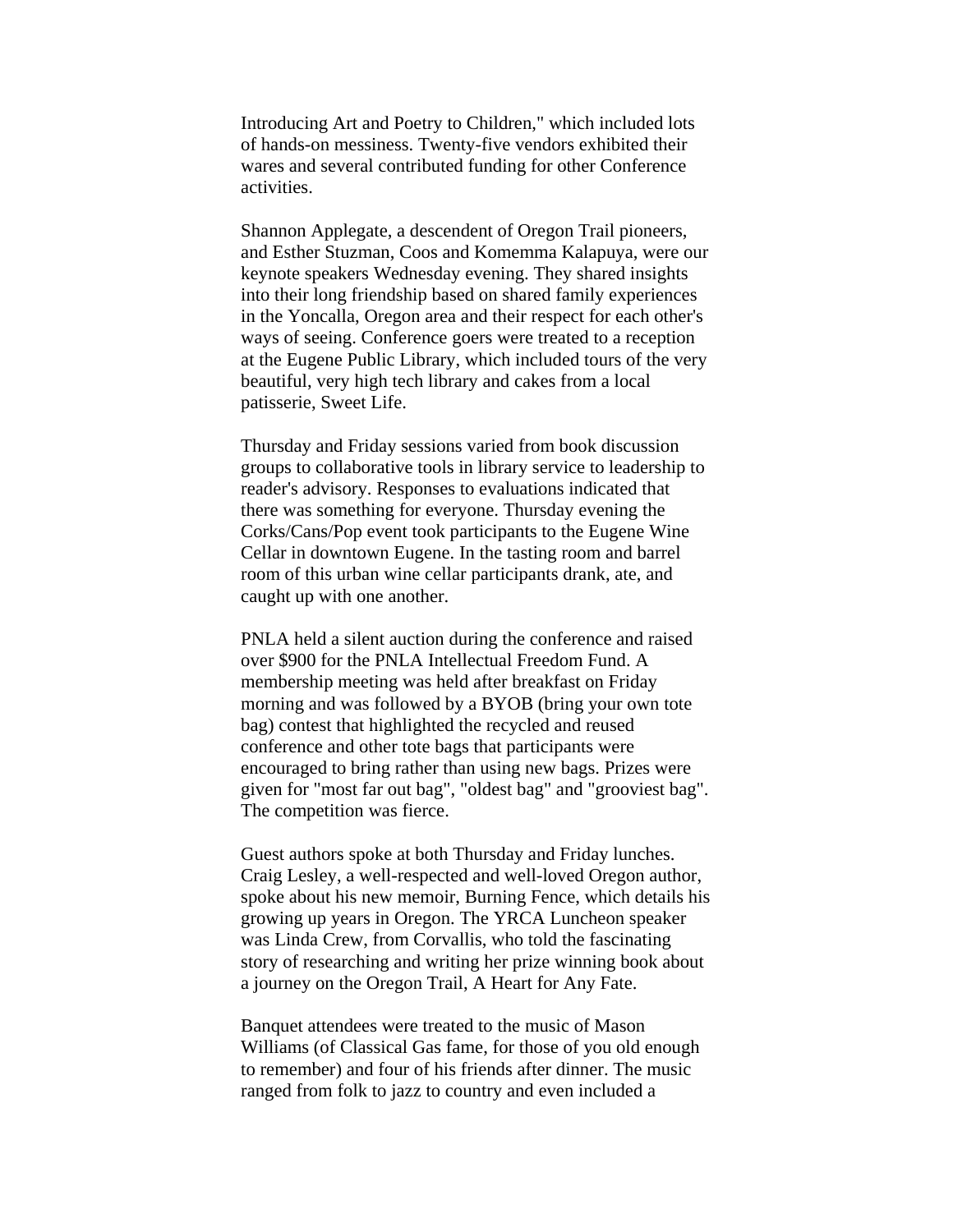Introducing Art and Poetry to Children," which included lots of hands-on messiness. Twenty-five vendors exhibited their wares and several contributed funding for other Conference activities.

Shannon Applegate, a descendent of Oregon Trail pioneers, and Esther Stuzman, Coos and Komemma Kalapuya, were our keynote speakers Wednesday evening. They shared insights into their long friendship based on shared family experiences in the Yoncalla, Oregon area and their respect for each other's ways of seeing. Conference goers were treated to a reception at the Eugene Public Library, which included tours of the very beautiful, very high tech library and cakes from a local patisserie, Sweet Life.

Thursday and Friday sessions varied from book discussion groups to collaborative tools in library service to leadership to reader's advisory. Responses to evaluations indicated that there was something for everyone. Thursday evening the Corks/Cans/Pop event took participants to the Eugene Wine Cellar in downtown Eugene. In the tasting room and barrel room of this urban wine cellar participants drank, ate, and caught up with one another.

PNLA held a silent auction during the conference and raised over $900 for the PNLA Intellectual Freedom Fund. A membership meeting was held after breakfast on Friday morning and was followed by a BYOB (bring your own tote bag) contest that highlighted the recycled and reused conference and other tote bags that participants were encouraged to bring rather than using new bags. Prizes were given for "most far out bag", "oldest bag" and "grooviest bag". The competition was fierce.

Guest authors spoke at both Thursday and Friday lunches. Craig Lesley, a well-respected and well-loved Oregon author, spoke about his new memoir, Burning Fence, which details his growing up years in Oregon. The YRCA Luncheon speaker was Linda Crew, from Corvallis, who told the fascinating story of researching and writing her prize winning book about a journey on the Oregon Trail, A Heart for Any Fate.

Banquet attendees were treated to the music of Mason Williams (of Classical Gas fame, for those of you old enough to remember) and four of his friends after dinner. The music ranged from folk to jazz to country and even included a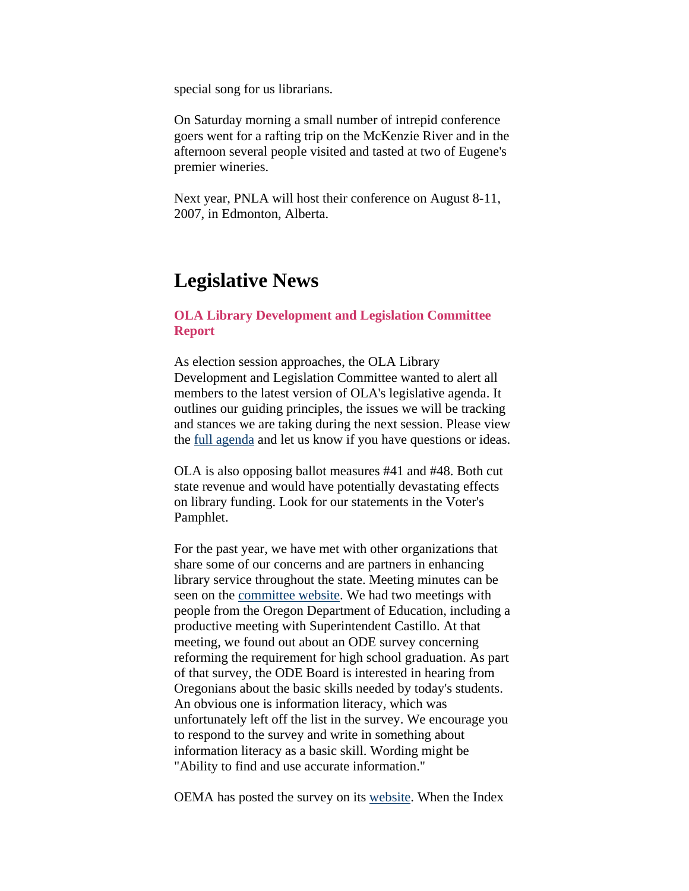special song for us librarians.

On Saturday morning a small number of intrepid conference goers went for a rafting trip on the McKenzie River and in the afternoon several people visited and tasted at two of Eugene's premier wineries.

Next year, PNLA will host their conference on August 8-11, 2007, in Edmonton, Alberta.

# Legislative News

### OLA Library Development and Legislation Committee Report

As election session approaches, the OLA Library Development and Legislation Committee wanted to alert all members to the latest version of OLA's legislative agenda. It outlines our guiding principles, the issues we will be tracking and stances we are taking during the next session. Please view the full agenda and let us know if you have questions or ideas.

OLA is also opposing ballot measures #41 and #48. Both cut state revenue and would have potentially devastating effects on library funding. Look for our statements in the Voter's Pamphlet.

For the past year, we have met with other organizations that share some of our concerns and are partners in enhancing library service throughout the state. Meeting minutes can be seen on the committee website. We had two meetings with people from the Oregon Department of Education, including a productive meeting with Superintendent Castillo. At that meeting, we found out about an ODE survey concerning reforming the requirement for high school graduation. As part of that survey, the ODE Board is interested in hearing from Oregonians about the basic skills needed by today's students. An obvious one is information literacy, which was unfortunately left off the list in the survey. We encourage you to respond to the survey and write in something about information literacy as a basic skill. Wording might be "Ability to find and use accurate information."

OEMA has posted the survey on its website. When the Index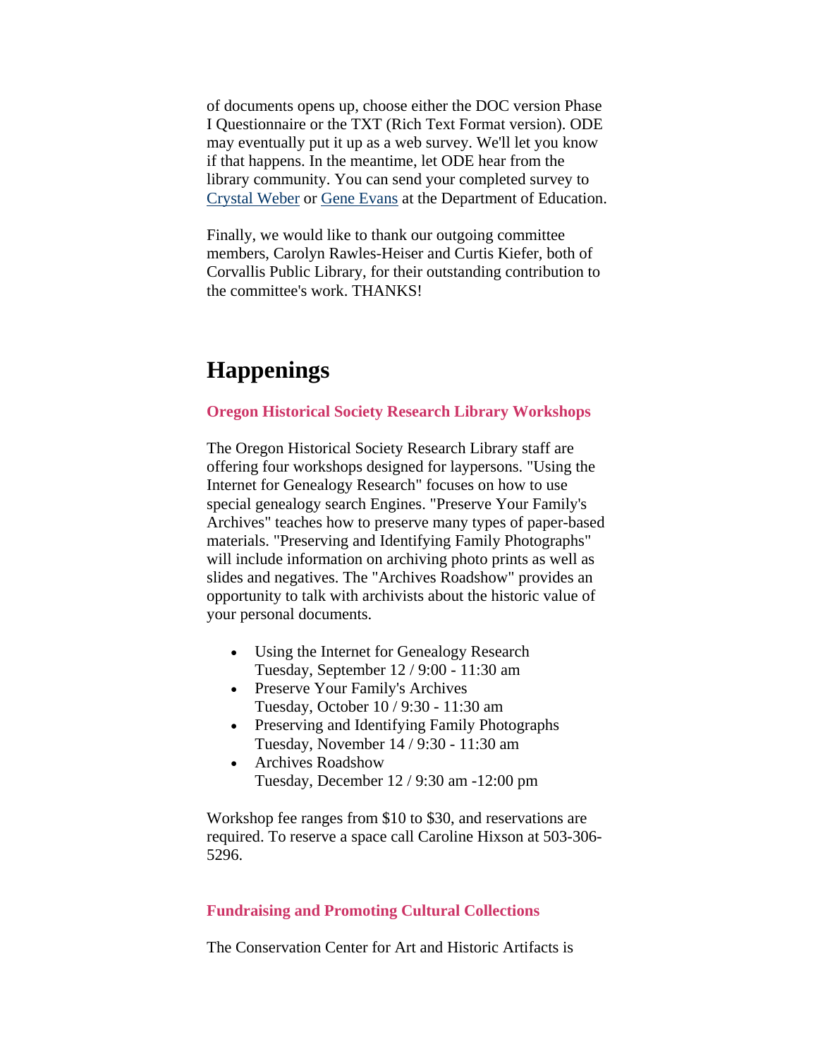of documents opens up, choose either the DOC version Phase I Questionnaire or the TXT (Rich Text Format version). ODE may eventually put it up as a web survey. We'll let you know if that happens. In the meantime, let ODE hear from the library community. You can send your completed survey to Crystal Weber or Gene Evans at the Department of Education.

Finally, we would like to thank our outgoing committee members, Carolyn Rawles-Heiser and Curtis Kiefer, both of Corvallis Public Library, for their outstanding contribution to the committee's work. THANKS!

# Happenings

### Oregon Historical Society Research Library Workshops

The Oregon Historical Society Research Library staff are offering four workshops designed for laypersons. "Using the Internet for Genealogy Research" focuses on how to use special genealogy search Engines. "Preserve Your Family's Archives" teaches how to preserve many types of paper-based materials. "Preserving and Identifying Family Photographs" will include information on archiving photo prints as well as slides and negatives. The "Archives Roadshow" provides an opportunity to talk with archivists about the historic value of your personal documents.

- Using the Internet for Genealogy Research
  Tuesday, September 12 / 9:00 - 11:30 am
- Preserve Your Family's Archives
  Tuesday, October 10 / 9:30 - 11:30 am
- Preserving and Identifying Family Photographs
  Tuesday, November 14 / 9:30 - 11:30 am
- Archives Roadshow
  Tuesday, December 12 / 9:30 am -12:00 pm

Workshop fee ranges from $10 to $30, and reservations are required. To reserve a space call Caroline Hixson at 503-306-5296.

### Fundraising and Promoting Cultural Collections

The Conservation Center for Art and Historic Artifacts is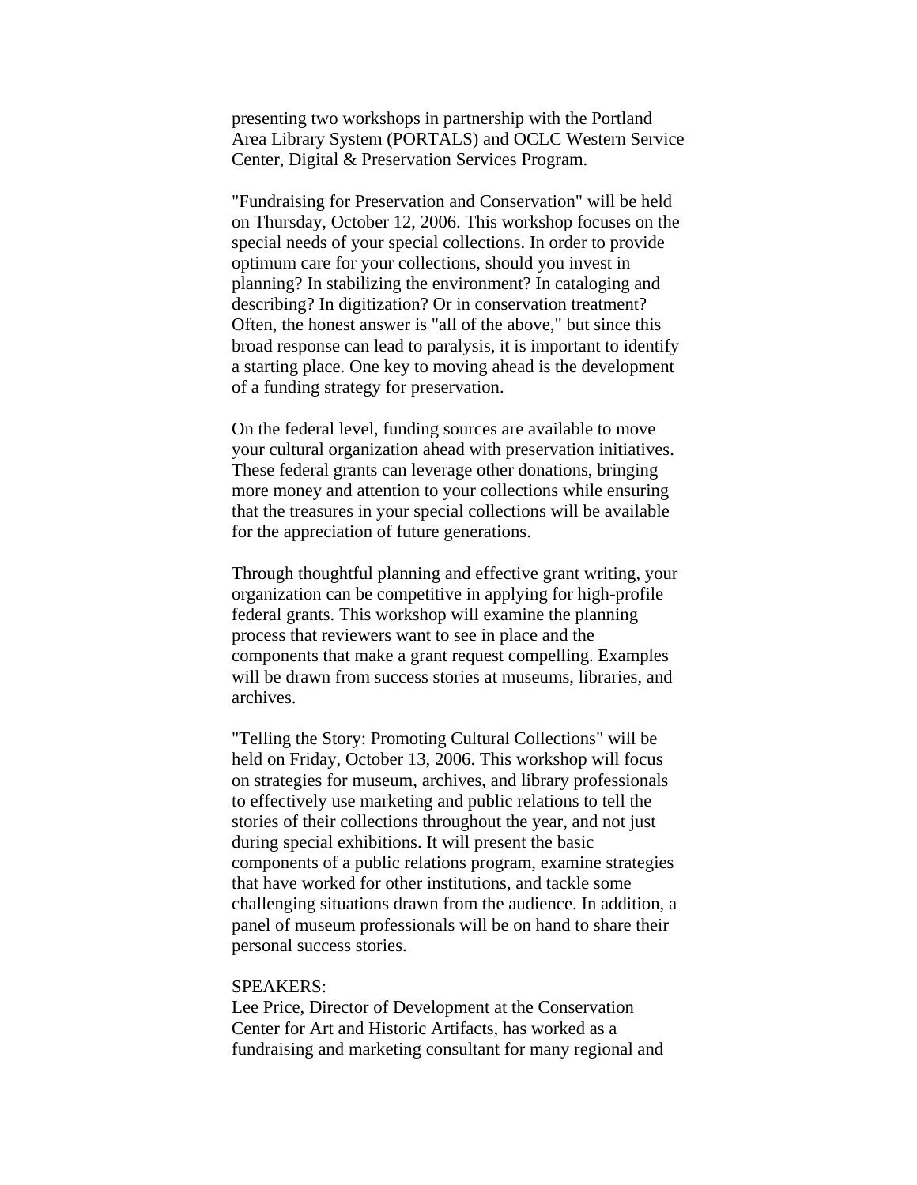presenting two workshops in partnership with the Portland Area Library System (PORTALS) and OCLC Western Service Center, Digital & Preservation Services Program.

"Fundraising for Preservation and Conservation" will be held on Thursday, October 12, 2006. This workshop focuses on the special needs of your special collections. In order to provide optimum care for your collections, should you invest in planning? In stabilizing the environment? In cataloging and describing? In digitization? Or in conservation treatment? Often, the honest answer is "all of the above," but since this broad response can lead to paralysis, it is important to identify a starting place. One key to moving ahead is the development of a funding strategy for preservation.

On the federal level, funding sources are available to move your cultural organization ahead with preservation initiatives. These federal grants can leverage other donations, bringing more money and attention to your collections while ensuring that the treasures in your special collections will be available for the appreciation of future generations.

Through thoughtful planning and effective grant writing, your organization can be competitive in applying for high-profile federal grants. This workshop will examine the planning process that reviewers want to see in place and the components that make a grant request compelling. Examples will be drawn from success stories at museums, libraries, and archives.

"Telling the Story: Promoting Cultural Collections" will be held on Friday, October 13, 2006. This workshop will focus on strategies for museum, archives, and library professionals to effectively use marketing and public relations to tell the stories of their collections throughout the year, and not just during special exhibitions. It will present the basic components of a public relations program, examine strategies that have worked for other institutions, and tackle some challenging situations drawn from the audience. In addition, a panel of museum professionals will be on hand to share their personal success stories.

SPEAKERS:
Lee Price, Director of Development at the Conservation Center for Art and Historic Artifacts, has worked as a fundraising and marketing consultant for many regional and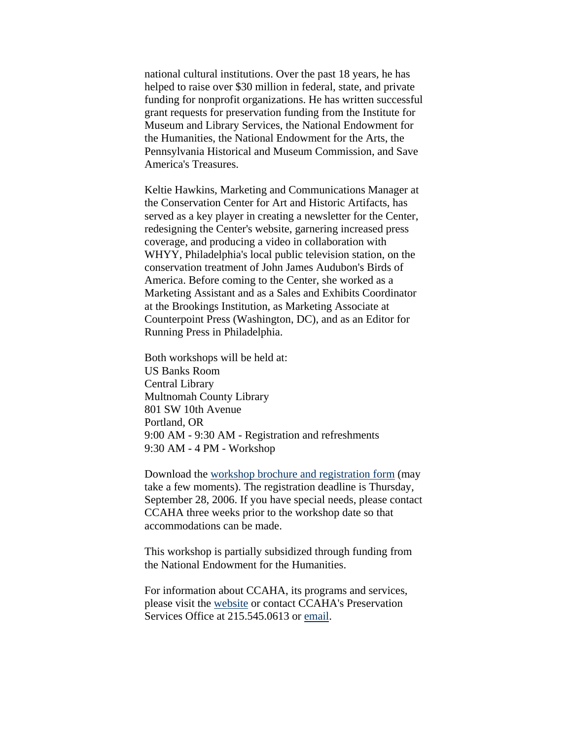national cultural institutions. Over the past 18 years, he has helped to raise over $30 million in federal, state, and private funding for nonprofit organizations. He has written successful grant requests for preservation funding from the Institute for Museum and Library Services, the National Endowment for the Humanities, the National Endowment for the Arts, the Pennsylvania Historical and Museum Commission, and Save America's Treasures.

Keltie Hawkins, Marketing and Communications Manager at the Conservation Center for Art and Historic Artifacts, has served as a key player in creating a newsletter for the Center, redesigning the Center's website, garnering increased press coverage, and producing a video in collaboration with WHYY, Philadelphia's local public television station, on the conservation treatment of John James Audubon's Birds of America. Before coming to the Center, she worked as a Marketing Assistant and as a Sales and Exhibits Coordinator at the Brookings Institution, as Marketing Associate at Counterpoint Press (Washington, DC), and as an Editor for Running Press in Philadelphia.

Both workshops will be held at:
US Banks Room
Central Library
Multnomah County Library
801 SW 10th Avenue
Portland, OR
9:00 AM - 9:30 AM - Registration and refreshments
9:30 AM - 4 PM - Workshop

Download the workshop brochure and registration form (may take a few moments). The registration deadline is Thursday, September 28, 2006. If you have special needs, please contact CCAHA three weeks prior to the workshop date so that accommodations can be made.

This workshop is partially subsidized through funding from the National Endowment for the Humanities.

For information about CCAHA, its programs and services, please visit the website or contact CCAHA's Preservation Services Office at 215.545.0613 or email.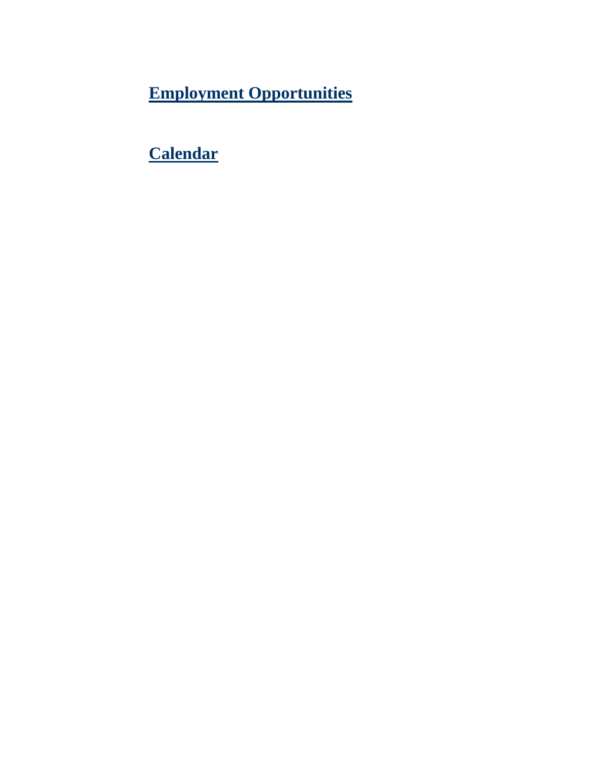## Employment Opportunities

## Calendar